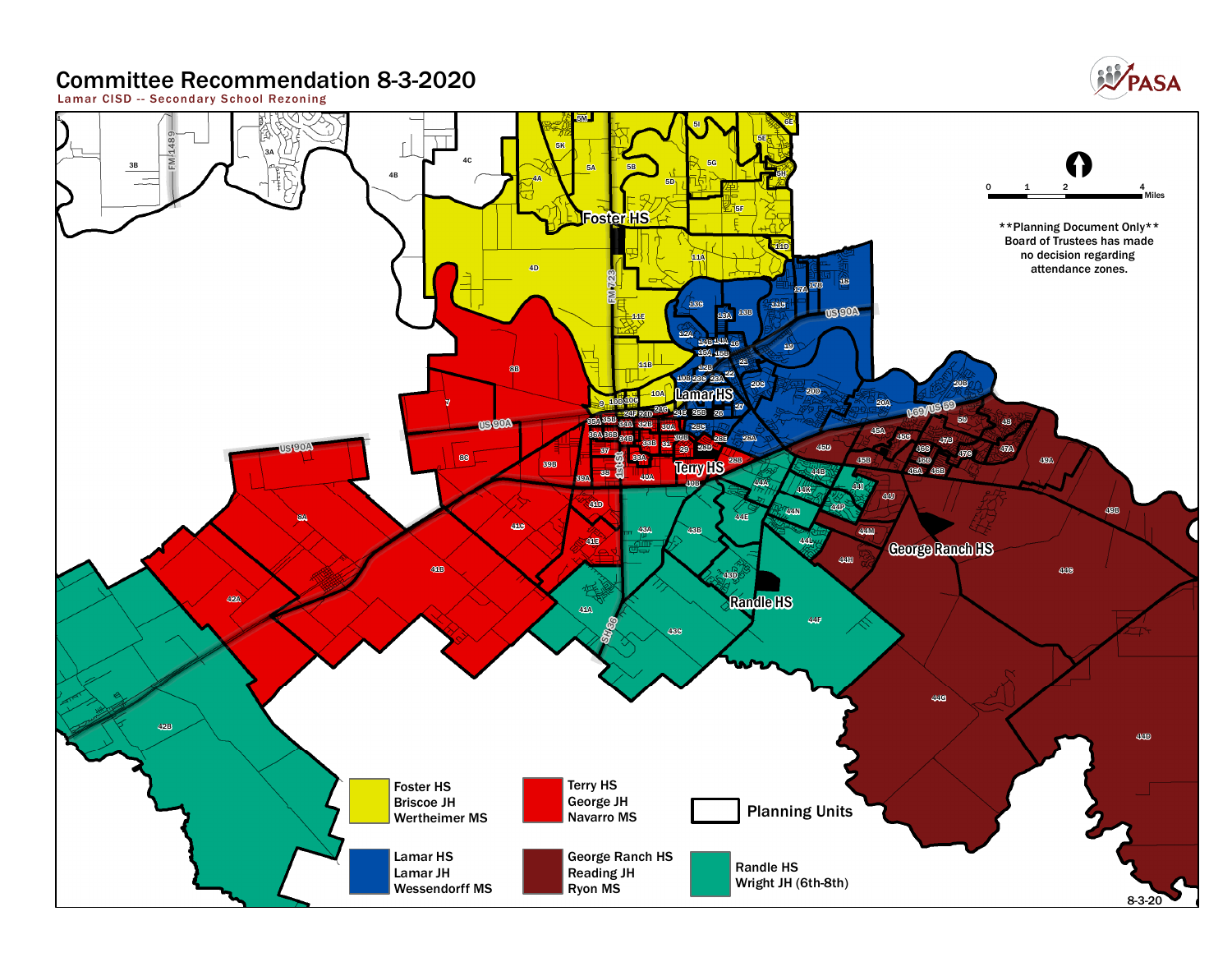# Committee Recommendation 8-3-2020

Lamar CISD -- Secondary School Rezoning

**Planning Document Only** Board of Trustees has made no decision regarding attendance zones.

| Color | Schools |
|---|---|
| Yellow | Foster HS, Briscoe JH, Wertheimer MS |
| Red | Terry HS, George JH, Navarro MS |
| Blue | Lamar HS, Lamar JH, Wessendorff MS |
| Dark Red | George Ranch HS, Reading JH, Ryon MS |
| Green | Randle HS, Wright JH (6th-8th) |
| Outline | Planning Units |

8-3-20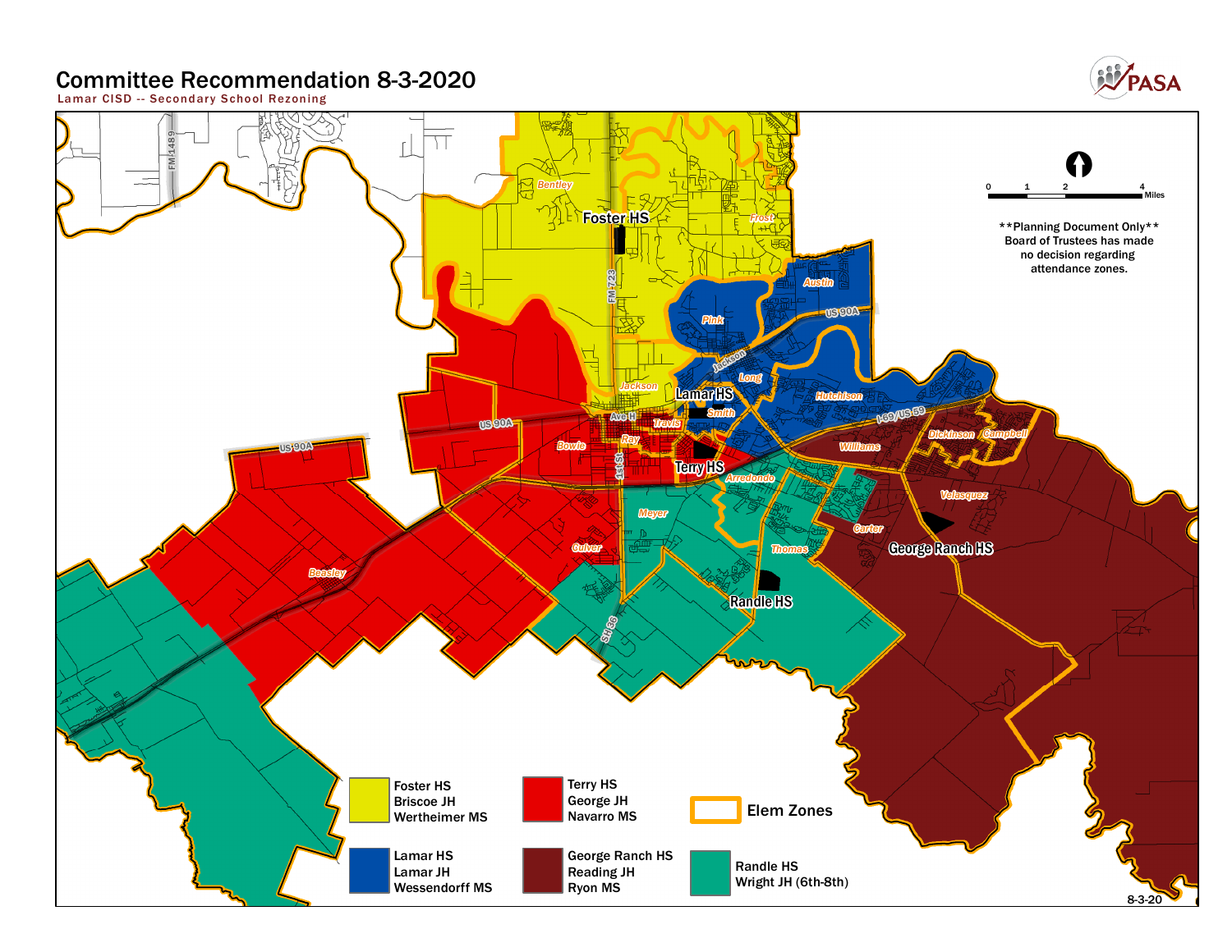# Committee Recommendation 8-3-2020

Lamar CISD -- Secondary School Rezoning

**Planning Document Only**
Board of Trustees has made no decision regarding attendance zones.

| Color | Schools |
| --- | --- |
| Yellow | Foster HS, Briscoe JH, Wertheimer MS |
| Red | Terry HS, George JH, Navarro MS |
| Blue | Lamar HS, Lamar JH, Wessendorff MS |
| Dark Red | George Ranch HS, Reading JH, Ryon MS |
| Green | Randle HS, Wright JH (6th-8th) |

Elem Zones

8-3-20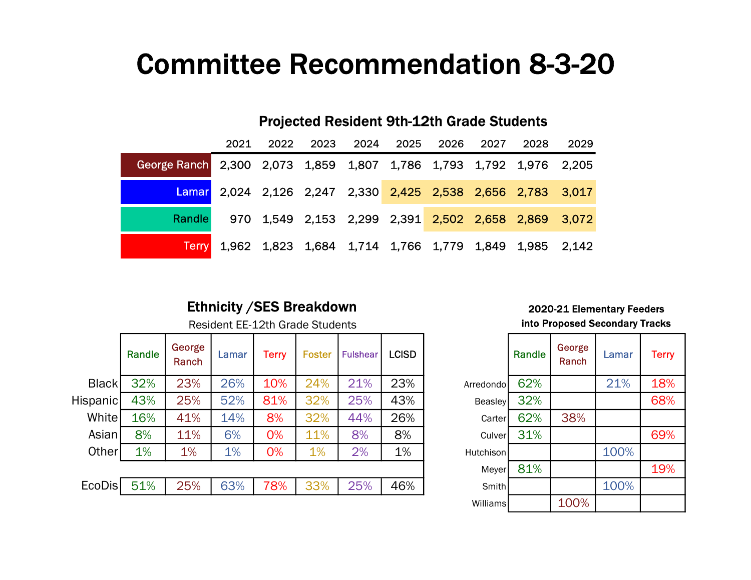# Committee Recommendation 8-3-20

## Projected Resident 9th-12th Grade Students

| | 2021 | 2022 | 2023 | 2024 | 2025 | 2026 | 2027 | 2028 | 2029 |
|---|---|---|---|---|---|---|---|---|---|
| George Ranch | 2,300 | 2,073 | 1,859 | 1,807 | 1,786 | 1,793 | 1,792 | 1,976 | 2,205 |
| Lamar | 2,024 | 2,126 | 2,247 | 2,330 | 2,425 | 2,538 | 2,656 | 2,783 | 3,017 |
| Randle | 970 | 1,549 | 2,153 | 2,299 | 2,391 | 2,502 | 2,658 | 2,869 | 3,072 |
| Terry | 1,962 | 1,823 | 1,684 | 1,714 | 1,766 | 1,779 | 1,849 | 1,985 | 2,142 |

## Ethnicity /SES Breakdown

Resident EE-12th Grade Students

| | Randle | George Ranch | Lamar | Terry | Foster | Fulshear | LCISD |
|---|---|---|---|---|---|---|---|
| Black | 32% | 23% | 26% | 10% | 24% | 21% | 23% |
| Hispanic | 43% | 25% | 52% | 81% | 32% | 25% | 43% |
| White | 16% | 41% | 14% | 8% | 32% | 44% | 26% |
| Asian | 8% | 11% | 6% | 0% | 11% | 8% | 8% |
| Other | 1% | 1% | 1% | 0% | 1% | 2% | 1% |
| | | | | | | | |
| EcoDis | 51% | 25% | 63% | 78% | 33% | 25% | 46% |

## 2020-21 Elementary Feeders into Proposed Secondary Tracks

| | Randle | George Ranch | Lamar | Terry |
|---|---|---|---|---|
| Arredondo | 62% | | 21% | 18% |
| Beasley | 32% | | | 68% |
| Carter | 62% | 38% | | |
| Culver | 31% | | | 69% |
| Hutchison | | | 100% | |
| Meyer | 81% | | | 19% |
| Smith | | | 100% | |
| Williams | | 100% | | |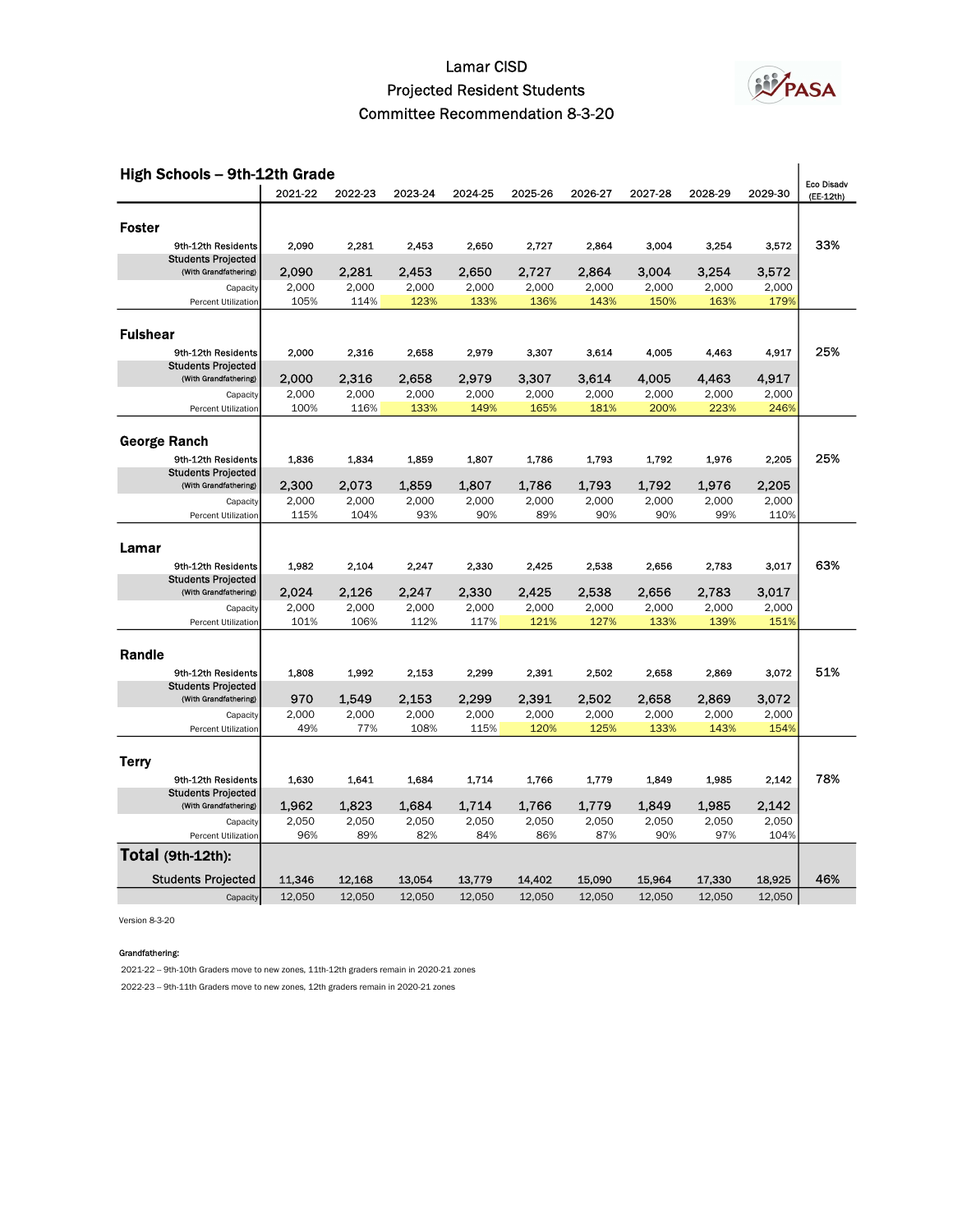# Lamar CISD

## Projected Resident Students

## Committee Recommendation 8-3-20

### High Schools – 9th-12th Grade

| | 2021-22 | 2022-23 | 2023-24 | 2024-25 | 2025-26 | 2026-27 | 2027-28 | 2028-29 | 2029-30 | Eco Disadv (EE-12th) |
|---|---|---|---|---|---|---|---|---|---|---|
| **Foster** | | | | | | | | | | |
| 9th-12th Residents | 2,090 | 2,281 | 2,453 | 2,650 | 2,727 | 2,864 | 3,004 | 3,254 | 3,572 | 33% |
| Students Projected (With Grandfathering) | 2,090 | 2,281 | 2,453 | 2,650 | 2,727 | 2,864 | 3,004 | 3,254 | 3,572 | |
| Capacity | 2,000 | 2,000 | 2,000 | 2,000 | 2,000 | 2,000 | 2,000 | 2,000 | 2,000 | |
| Percent Utilization | 105% | 114% | 123% | 133% | 136% | 143% | 150% | 163% | 179% | |
| **Fulshear** | | | | | | | | | | |
| 9th-12th Residents | 2,000 | 2,316 | 2,658 | 2,979 | 3,307 | 3,614 | 4,005 | 4,463 | 4,917 | 25% |
| Students Projected (With Grandfathering) | 2,000 | 2,316 | 2,658 | 2,979 | 3,307 | 3,614 | 4,005 | 4,463 | 4,917 | |
| Capacity | 2,000 | 2,000 | 2,000 | 2,000 | 2,000 | 2,000 | 2,000 | 2,000 | 2,000 | |
| Percent Utilization | 100% | 116% | 133% | 149% | 165% | 181% | 200% | 223% | 246% | |
| **George Ranch** | | | | | | | | | | |
| 9th-12th Residents | 1,836 | 1,834 | 1,859 | 1,807 | 1,786 | 1,793 | 1,792 | 1,976 | 2,205 | 25% |
| Students Projected (With Grandfathering) | 2,300 | 2,073 | 1,859 | 1,807 | 1,786 | 1,793 | 1,792 | 1,976 | 2,205 | |
| Capacity | 2,000 | 2,000 | 2,000 | 2,000 | 2,000 | 2,000 | 2,000 | 2,000 | 2,000 | |
| Percent Utilization | 115% | 104% | 93% | 90% | 89% | 90% | 90% | 99% | 110% | |
| **Lamar** | | | | | | | | | | |
| 9th-12th Residents | 1,982 | 2,104 | 2,247 | 2,330 | 2,425 | 2,538 | 2,656 | 2,783 | 3,017 | 63% |
| Students Projected (With Grandfathering) | 2,024 | 2,126 | 2,247 | 2,330 | 2,425 | 2,538 | 2,656 | 2,783 | 3,017 | |
| Capacity | 2,000 | 2,000 | 2,000 | 2,000 | 2,000 | 2,000 | 2,000 | 2,000 | 2,000 | |
| Percent Utilization | 101% | 106% | 112% | 117% | 121% | 127% | 133% | 139% | 151% | |
| **Randle** | | | | | | | | | | |
| 9th-12th Residents | 1,808 | 1,992 | 2,153 | 2,299 | 2,391 | 2,502 | 2,658 | 2,869 | 3,072 | 51% |
| Students Projected (With Grandfathering) | 970 | 1,549 | 2,153 | 2,299 | 2,391 | 2,502 | 2,658 | 2,869 | 3,072 | |
| Capacity | 2,000 | 2,000 | 2,000 | 2,000 | 2,000 | 2,000 | 2,000 | 2,000 | 2,000 | |
| Percent Utilization | 49% | 77% | 108% | 115% | 120% | 125% | 133% | 143% | 154% | |
| **Terry** | | | | | | | | | | |
| 9th-12th Residents | 1,630 | 1,641 | 1,684 | 1,714 | 1,766 | 1,779 | 1,849 | 1,985 | 2,142 | 78% |
| Students Projected (With Grandfathering) | 1,962 | 1,823 | 1,684 | 1,714 | 1,766 | 1,779 | 1,849 | 1,985 | 2,142 | |
| Capacity | 2,050 | 2,050 | 2,050 | 2,050 | 2,050 | 2,050 | 2,050 | 2,050 | 2,050 | |
| Percent Utilization | 96% | 89% | 82% | 84% | 86% | 87% | 90% | 97% | 104% | |
| **Total (9th-12th):** | | | | | | | | | | |
| Students Projected | 11,346 | 12,168 | 13,054 | 13,779 | 14,402 | 15,090 | 15,964 | 17,330 | 18,925 | 46% |
| Capacity | 12,050 | 12,050 | 12,050 | 12,050 | 12,050 | 12,050 | 12,050 | 12,050 | 12,050 | |

Version 8-3-20

Grandfathering:

2021-22 – 9th-10th Graders move to new zones, 11th-12th graders remain in 2020-21 zones

2022-23 – 9th-11th Graders move to new zones, 12th graders remain in 2020-21 zones